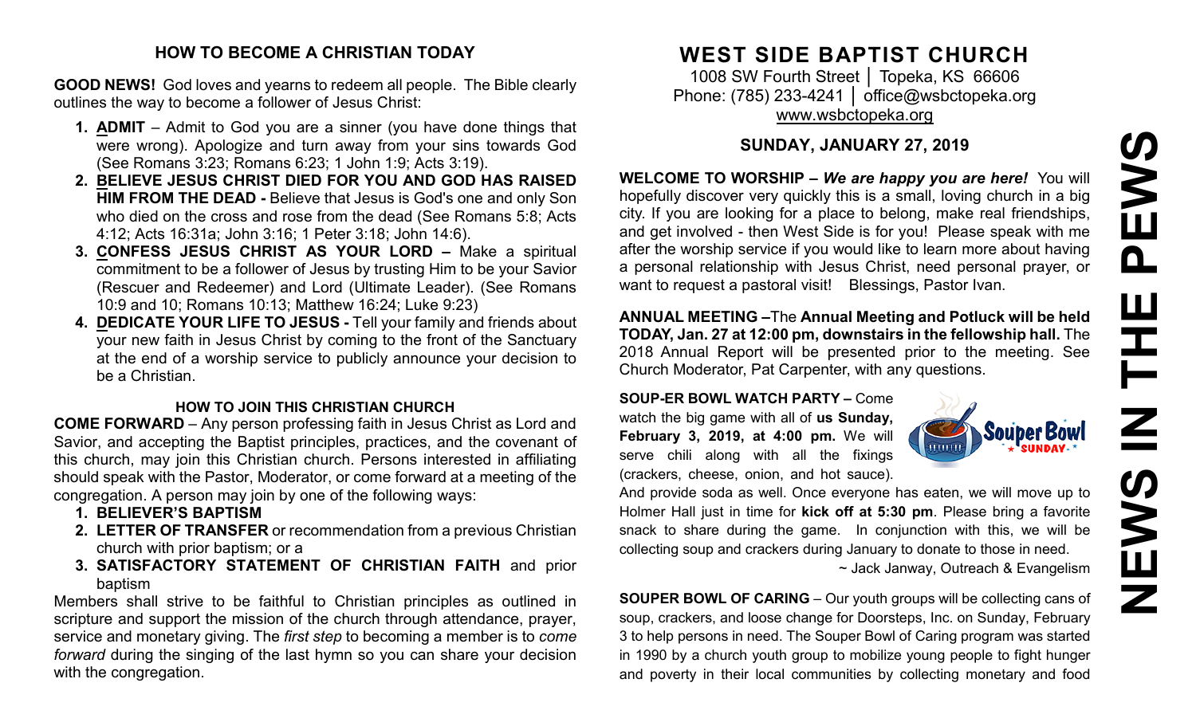## HOW TO BECOME A CHRISTIAN TODAY

**GOOD NEWS!** God loves and yearns to redeem all people. The Bible clearly outlines the way to become a follower of Jesus Christ:

1. **ADMIT** – Admit to God you are a sinner (you have done things that were wrong). Apologize and turn away from your sins towards God (See Romans 3:23; Romans 6:23; 1 John 1:9; Acts 3:19).
2. **BELIEVE JESUS CHRIST DIED FOR YOU AND GOD HAS RAISED HIM FROM THE DEAD -** Believe that Jesus is God's one and only Son who died on the cross and rose from the dead (See Romans 5:8; Acts 4:12; Acts 16:31a; John 3:16; 1 Peter 3:18; John 14:6).
3. **CONFESS JESUS CHRIST AS YOUR LORD –** Make a spiritual commitment to be a follower of Jesus by trusting Him to be your Savior (Rescuer and Redeemer) and Lord (Ultimate Leader). (See Romans 10:9 and 10; Romans 10:13; Matthew 16:24; Luke 9:23)
4. **DEDICATE YOUR LIFE TO JESUS -** Tell your family and friends about your new faith in Jesus Christ by coming to the front of the Sanctuary at the end of a worship service to publicly announce your decision to be a Christian.

### HOW TO JOIN THIS CHRISTIAN CHURCH

**COME FORWARD** – Any person professing faith in Jesus Christ as Lord and Savior, and accepting the Baptist principles, practices, and the covenant of this church, may join this Christian church. Persons interested in affiliating should speak with the Pastor, Moderator, or come forward at a meeting of the congregation. A person may join by one of the following ways:

1. **BELIEVER'S BAPTISM**
2. **LETTER OF TRANSFER** or recommendation from a previous Christian church with prior baptism; or a
3. **SATISFACTORY STATEMENT OF CHRISTIAN FAITH** and prior baptism

Members shall strive to be faithful to Christian principles as outlined in scripture and support the mission of the church through attendance, prayer, service and monetary giving. The *first step* to becoming a member is to *come forward* during the singing of the last hymn so you can share your decision with the congregation.

# WEST SIDE BAPTIST CHURCH

1008 SW Fourth Street │ Topeka, KS 66606
Phone: (785) 233-4241 │ office@wsbctopeka.org
www.wsbctopeka.org

### SUNDAY, JANUARY 27, 2019

**WELCOME TO WORSHIP –** ***We are happy you are here!*** You will hopefully discover very quickly this is a small, loving church in a big city. If you are looking for a place to belong, make real friendships, and get involved - then West Side is for you! Please speak with me after the worship service if you would like to learn more about having a personal relationship with Jesus Christ, need personal prayer, or want to request a pastoral visit! Blessings, Pastor Ivan.

**ANNUAL MEETING –**The **Annual Meeting and Potluck will be held TODAY, Jan. 27 at 12:00 pm, downstairs in the fellowship hall.** The 2018 Annual Report will be presented prior to the meeting. See Church Moderator, Pat Carpenter, with any questions.

**SOUP-ER BOWL WATCH PARTY –** Come watch the big game with all of **us Sunday, February 3, 2019, at 4:00 pm.** We will serve chili along with all the fixings (crackers, cheese, onion, and hot sauce). And provide soda as well. Once everyone has eaten, we will move up to Holmer Hall just in time for **kick off at 5:30 pm**. Please bring a favorite snack to share during the game. In conjunction with this, we will be collecting soup and crackers during January to donate to those in need.

~ Jack Janway, Outreach & Evangelism

**SOUPER BOWL OF CARING** – Our youth groups will be collecting cans of soup, crackers, and loose change for Doorsteps, Inc. on Sunday, February 3 to help persons in need. The Souper Bowl of Caring program was started in 1990 by a church youth group to mobilize young people to fight hunger and poverty in their local communities by collecting monetary and food

# NEWS IN THE PEWS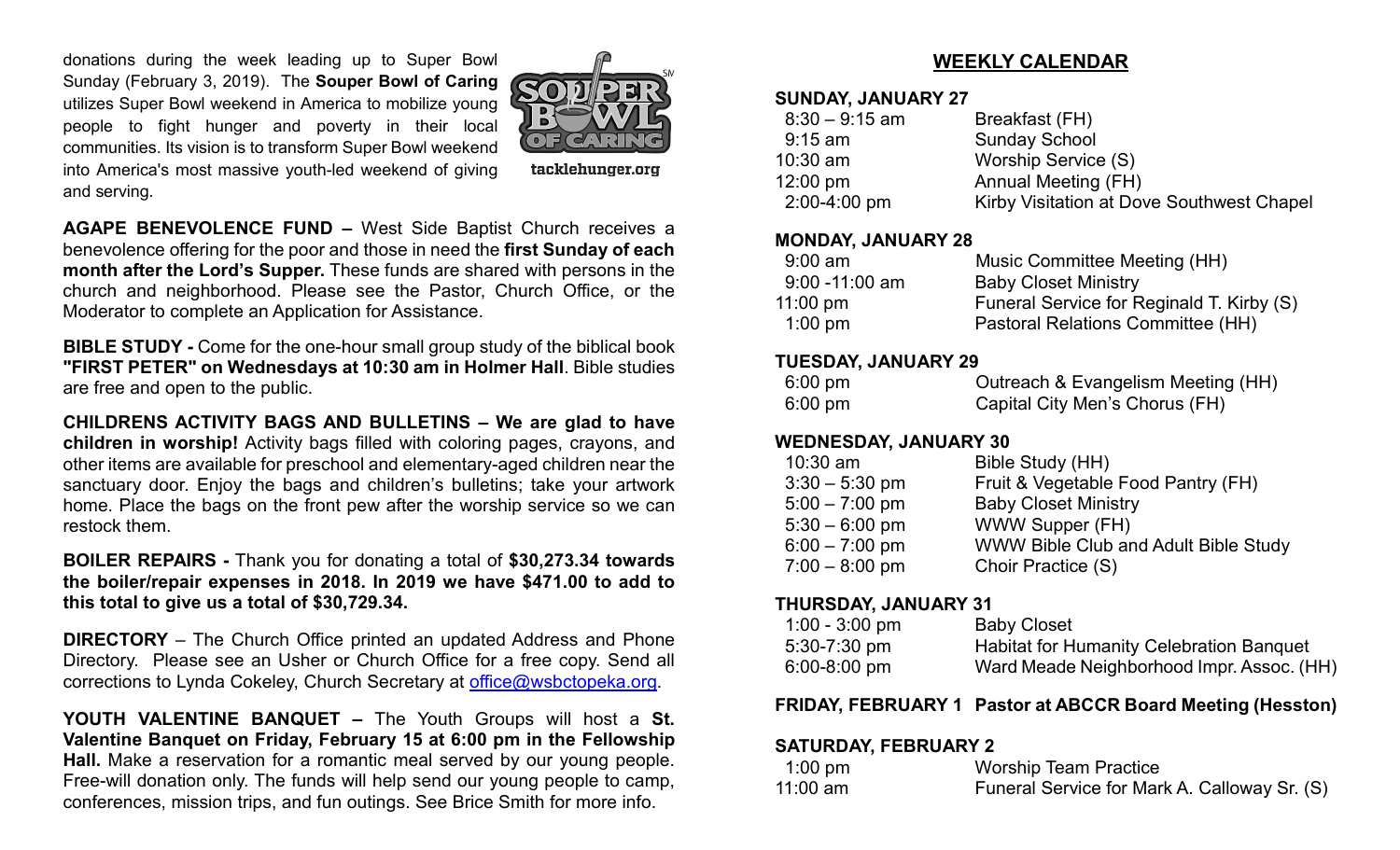donations during the week leading up to Super Bowl Sunday (February 3, 2019). The **Souper Bowl of Caring** utilizes Super Bowl weekend in America to mobilize young people to fight hunger and poverty in their local communities. Its vision is to transform Super Bowl weekend into America's most massive youth-led weekend of giving and serving.

SOUPER BOWL OF CARING
tacklehunger.org

**AGAPE BENEVOLENCE FUND –** West Side Baptist Church receives a benevolence offering for the poor and those in need the **first Sunday of each month after the Lord's Supper.** These funds are shared with persons in the church and neighborhood. Please see the Pastor, Church Office, or the Moderator to complete an Application for Assistance.

**BIBLE STUDY -** Come for the one-hour small group study of the biblical book **"FIRST PETER" on Wednesdays at 10:30 am in Holmer Hall**. Bible studies are free and open to the public.

**CHILDRENS ACTIVITY BAGS AND BULLETINS – We are glad to have children in worship!** Activity bags filled with coloring pages, crayons, and other items are available for preschool and elementary-aged children near the sanctuary door. Enjoy the bags and children's bulletins; take your artwork home. Place the bags on the front pew after the worship service so we can restock them.

**BOILER REPAIRS -** Thank you for donating a total of **$30,273.34 towards the boiler/repair expenses in 2018. In 2019 we have $471.00 to add to this total to give us a total of $30,729.34.**

**DIRECTORY** – The Church Office printed an updated Address and Phone Directory. Please see an Usher or Church Office for a free copy. Send all corrections to Lynda Cokeley, Church Secretary at office@wsbctopeka.org.

**YOUTH VALENTINE BANQUET –** The Youth Groups will host a **St. Valentine Banquet on Friday, February 15 at 6:00 pm in the Fellowship Hall.** Make a reservation for a romantic meal served by our young people. Free-will donation only. The funds will help send our young people to camp, conferences, mission trips, and fun outings. See Brice Smith for more info.

## WEEKLY CALENDAR

**SUNDAY, JANUARY 27**

| | |
|---|---|
| 8:30 – 9:15 am | Breakfast (FH) |
| 9:15 am | Sunday School |
| 10:30 am | Worship Service (S) |
| 12:00 pm | Annual Meeting (FH) |
| 2:00-4:00 pm | Kirby Visitation at Dove Southwest Chapel |

**MONDAY, JANUARY 28**

| | |
|---|---|
| 9:00 am | Music Committee Meeting (HH) |
| 9:00 -11:00 am | Baby Closet Ministry |
| 11:00 pm | Funeral Service for Reginald T. Kirby (S) |
| 1:00 pm | Pastoral Relations Committee (HH) |

**TUESDAY, JANUARY 29**

| | |
|---|---|
| 6:00 pm | Outreach & Evangelism Meeting (HH) |
| 6:00 pm | Capital City Men's Chorus (FH) |

**WEDNESDAY, JANUARY 30**

| | |
|---|---|
| 10:30 am | Bible Study (HH) |
| 3:30 – 5:30 pm | Fruit & Vegetable Food Pantry (FH) |
| 5:00 – 7:00 pm | Baby Closet Ministry |
| 5:30 – 6:00 pm | WWW Supper (FH) |
| 6:00 – 7:00 pm | WWW Bible Club and Adult Bible Study |
| 7:00 – 8:00 pm | Choir Practice (S) |

**THURSDAY, JANUARY 31**

| | |
|---|---|
| 1:00 - 3:00 pm | Baby Closet |
| 5:30-7:30 pm | Habitat for Humanity Celebration Banquet |
| 6:00-8:00 pm | Ward Meade Neighborhood Impr. Assoc. (HH) |

**FRIDAY, FEBRUARY 1 Pastor at ABCCR Board Meeting (Hesston)**

**SATURDAY, FEBRUARY 2**

| | |
|---|---|
| 1:00 pm | Worship Team Practice |
| 11:00 am | Funeral Service for Mark A. Calloway Sr. (S) |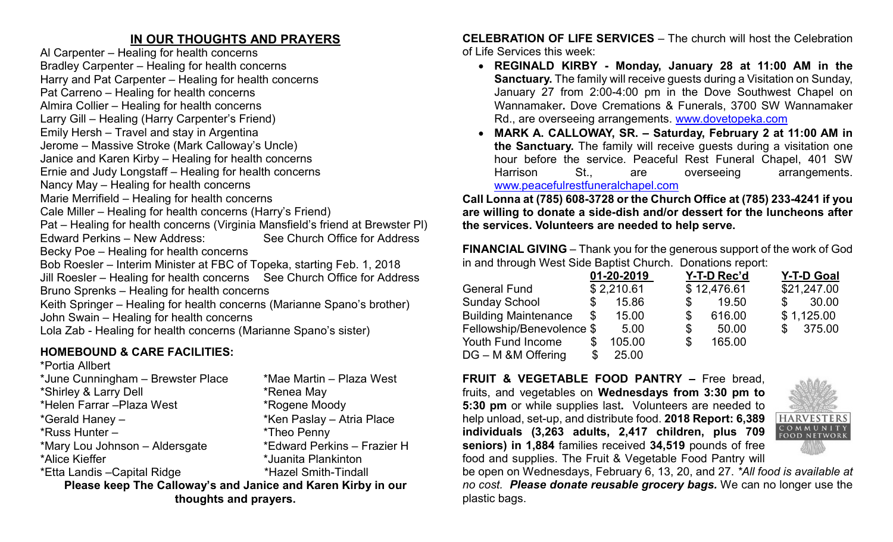## IN OUR THOUGHTS AND PRAYERS

Al Carpenter – Healing for health concerns
Bradley Carpenter – Healing for health concerns
Harry and Pat Carpenter – Healing for health concerns
Pat Carreno – Healing for health concerns
Almira Collier – Healing for health concerns
Larry Gill – Healing (Harry Carpenter's Friend)
Emily Hersh – Travel and stay in Argentina
Jerome – Massive Stroke (Mark Calloway's Uncle)
Janice and Karen Kirby – Healing for health concerns
Ernie and Judy Longstaff – Healing for health concerns
Nancy May – Healing for health concerns
Marie Merrifield – Healing for health concerns
Cale Miller – Healing for health concerns (Harry's Friend)
Pat – Healing for health concerns (Virginia Mansfield's friend at Brewster Pl)
Edward Perkins – New Address: See Church Office for Address
Becky Poe – Healing for health concerns
Bob Roesler – Interim Minister at FBC of Topeka, starting Feb. 1, 2018
Jill Roesler – Healing for health concerns See Church Office for Address
Bruno Sprenks – Healing for health concerns
Keith Springer – Healing for health concerns (Marianne Spano's brother)
John Swain – Healing for health concerns
Lola Zab - Healing for health concerns (Marianne Spano's sister)

### HOMEBOUND & CARE FACILITIES:

*Portia Allbert
*June Cunningham – Brewster Place
*Shirley & Larry Dell
*Helen Farrar –Plaza West
*Gerald Haney –
*Russ Hunter –
*Mary Lou Johnson – Aldersgate
*Alice Kieffer
*Etta Landis –Capital Ridge
*Mae Martin – Plaza West
*Renea May
*Rogene Moody
*Ken Paslay – Atria Place
*Theo Penny
*Edward Perkins – Frazier H
*Juanita Plankinton
*Hazel Smith-Tindall

**Please keep The Calloway's and Janice and Karen Kirby in our thoughts and prayers.**

**CELEBRATION OF LIFE SERVICES** – The church will host the Celebration of Life Services this week:

- **REGINALD KIRBY - Monday, January 28 at 11:00 AM in the Sanctuary.** The family will receive guests during a Visitation on Sunday, January 27 from 2:00-4:00 pm in the Dove Southwest Chapel on Wannamaker**.** Dove Cremations & Funerals, 3700 SW Wannamaker Rd., are overseeing arrangements. www.dovetopeka.com
- **MARK A. CALLOWAY, SR. – Saturday, February 2 at 11:00 AM in the Sanctuary.** The family will receive guests during a visitation one hour before the service. Peaceful Rest Funeral Chapel, 401 SW Harrison St., are overseeing arrangements. www.peacefulrestfuneralchapel.com

**Call Lonna at (785) 608-3728 or the Church Office at (785) 233-4241 if you are willing to donate a side-dish and/or dessert for the luncheons after the services. Volunteers are needed to help serve.**

**FINANCIAL GIVING** – Thank you for the generous support of the work of God in and through West Side Baptist Church. Donations report:

| | 01-20-2019 | Y-T-D Rec'd | Y-T-D Goal |
|---|---|---|---|
| General Fund | $ 2,210.61 | $ 12,476.61 | $21,247.00 |
| Sunday School | $ 15.86 | $ 19.50 | $ 30.00 |
| Building Maintenance | $ 15.00 | $ 616.00 | $ 1,125.00 |
| Fellowship/Benevolence | $ 5.00 | $ 50.00 | $ 375.00 |
| Youth Fund Income | $ 105.00 | $ 165.00 | |
| DG – M &M Offering | $ 25.00 | | |

**FRUIT & VEGETABLE FOOD PANTRY –** Free bread, fruits, and vegetables on **Wednesdays from 3:30 pm to 5:30 pm** or while supplies last**.** Volunteers are needed to help unload, set-up, and distribute food. **2018 Report: 6,389 individuals (3,263 adults, 2,417 children, plus 709 seniors) in 1,884** families received **34,519** pounds of free food and supplies. The Fruit & Vegetable Food Pantry will be open on Wednesdays, February 6, 13, 20, and 27. *\*All food is available at no cost. **Please donate reusable grocery bags.*** We can no longer use the plastic bags.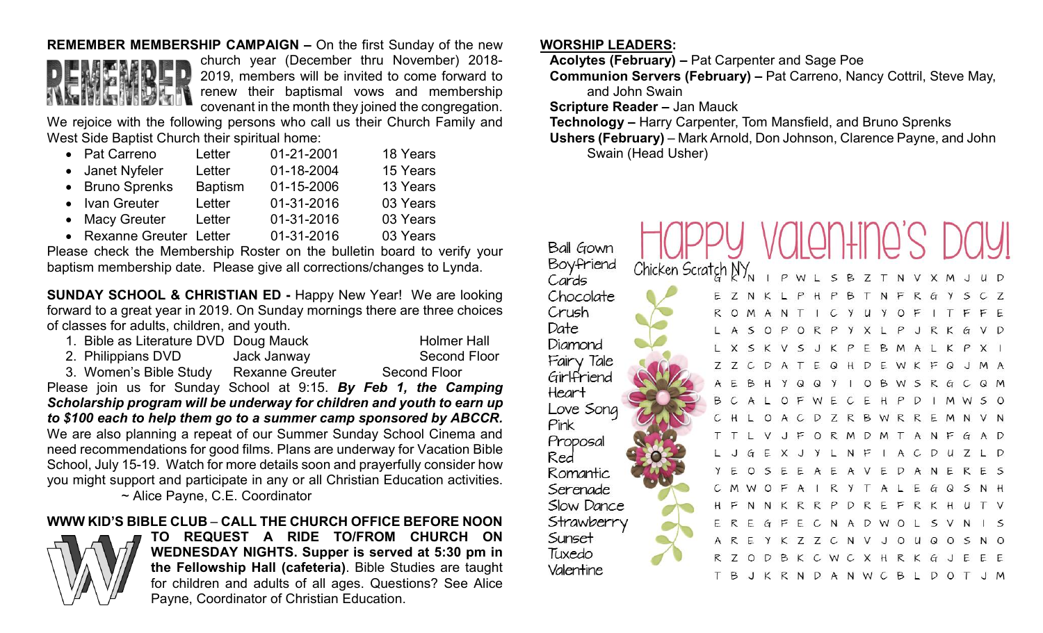**REMEMBER MEMBERSHIP CAMPAIGN –** On the first Sunday of the new church year (December thru November) 2018-2019, members will be invited to come forward to renew their baptismal vows and membership covenant in the month they joined the congregation. We rejoice with the following persons who call us their Church Family and West Side Baptist Church their spiritual home:

| | | | |
|---|---|---|---|
| Pat Carreno | Letter | 01-21-2001 | 18 Years |
| Janet Nyfeler | Letter | 01-18-2004 | 15 Years |
| Bruno Sprenks | Baptism | 01-15-2006 | 13 Years |
| Ivan Greuter | Letter | 01-31-2016 | 03 Years |
| Macy Greuter | Letter | 01-31-2016 | 03 Years |
| Rexanne Greuter | Letter | 01-31-2016 | 03 Years |

Please check the Membership Roster on the bulletin board to verify your baptism membership date. Please give all corrections/changes to Lynda.

**SUNDAY SCHOOL & CHRISTIAN ED -** Happy New Year! We are looking forward to a great year in 2019. On Sunday mornings there are three choices of classes for adults, children, and youth.

1. Bible as Literature DVD — Doug Mauck — Holmer Hall
2. Philippians DVD — Jack Janway — Second Floor
3. Women's Bible Study — Rexanne Greuter — Second Floor

Please join us for Sunday School at 9:15. ***By Feb 1, the Camping Scholarship program will be underway for children and youth to earn up to $100 each to help them go to a summer camp sponsored by ABCCR.*** We are also planning a repeat of our Summer Sunday School Cinema and need recommendations for good films. Plans are underway for Vacation Bible School, July 15-19. Watch for more details soon and prayerfully consider how you might support and participate in any or all Christian Education activities.

~ Alice Payne, C.E. Coordinator

**WWW KID'S BIBLE CLUB – CALL THE CHURCH OFFICE BEFORE NOON TO REQUEST A RIDE TO/FROM CHURCH ON WEDNESDAY NIGHTS. Supper is served at 5:30 pm in the Fellowship Hall (cafeteria)**. Bible Studies are taught for children and adults of all ages. Questions? See Alice Payne, Coordinator of Christian Education.

**WORSHIP LEADERS:**

**Acolytes (February) –** Pat Carpenter and Sage Poe
**Communion Servers (February) –** Pat Carreno, Nancy Cottril, Steve May, and John Swain
**Scripture Reader –** Jan Mauck
**Technology –** Harry Carpenter, Tom Mansfield, and Bruno Sprenks
**Ushers (February)** – Mark Arnold, Don Johnson, Clarence Payne, and John Swain (Head Usher)

# Happy Valentine's Day!

Chicken Scratch NY

Ball Gown
Boyfriend
Cards
Chocolate
Crush
Date
Diamond
Fairy Tale
Girlfriend
Heart
Love Song
Pink
Proposal
Red
Romantic
Serenade
Slow Dance
Strawberry
Sunset
Tuxedo
Valentine

```
G K N I P W L S B Z T N V X M J U D
E Z N K L P H P B T N F R G Y S C Z
R O M A N T I C Y U Y O F I T F F E
L A S O P O R P Y X L P J R K G V D
L X S K V S J K P E B M A L K P X I
Z Z C D A T E Q H D E W K F Q J M A
A E B H Y Q Q Y I O B W S R G C Q M
B C A L O F W E C E H P D I M W S O
C H L O A C D Z R B W R R E M N V N
T T L V J F O R M D M T A N F G A D
L J G E X J Y L N F I A C D U Z L D
Y E O S E E A E A V E D A N E R E S
C M W O F A I R Y T A L E G Q S N H
H F N N K R R P D R E F R K H U T V
E R E G F E C N A D W O L S V N I S
A R E Y K Z Z C N V J O U Q O S N O
R Z O D B K C W C X H R K G J E E E
T B J K R N D A N W C B L D O T J M
```